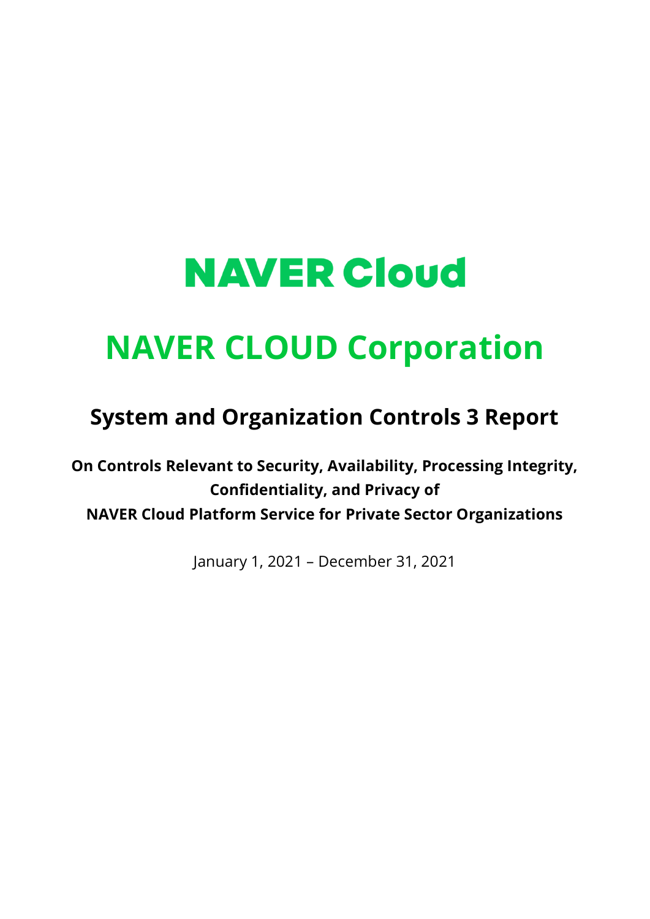# NAVER Cloud

# NAVER CLOUD Corporation

## System and Organization Controls 3 Report

**On Controls Relevant to Security, Availability, Processing Integrity, Confidentiality, and Privacy of NAVER Cloud Platform Service for Private Sector Organizations**

January 1, 2021 – December 31, 2021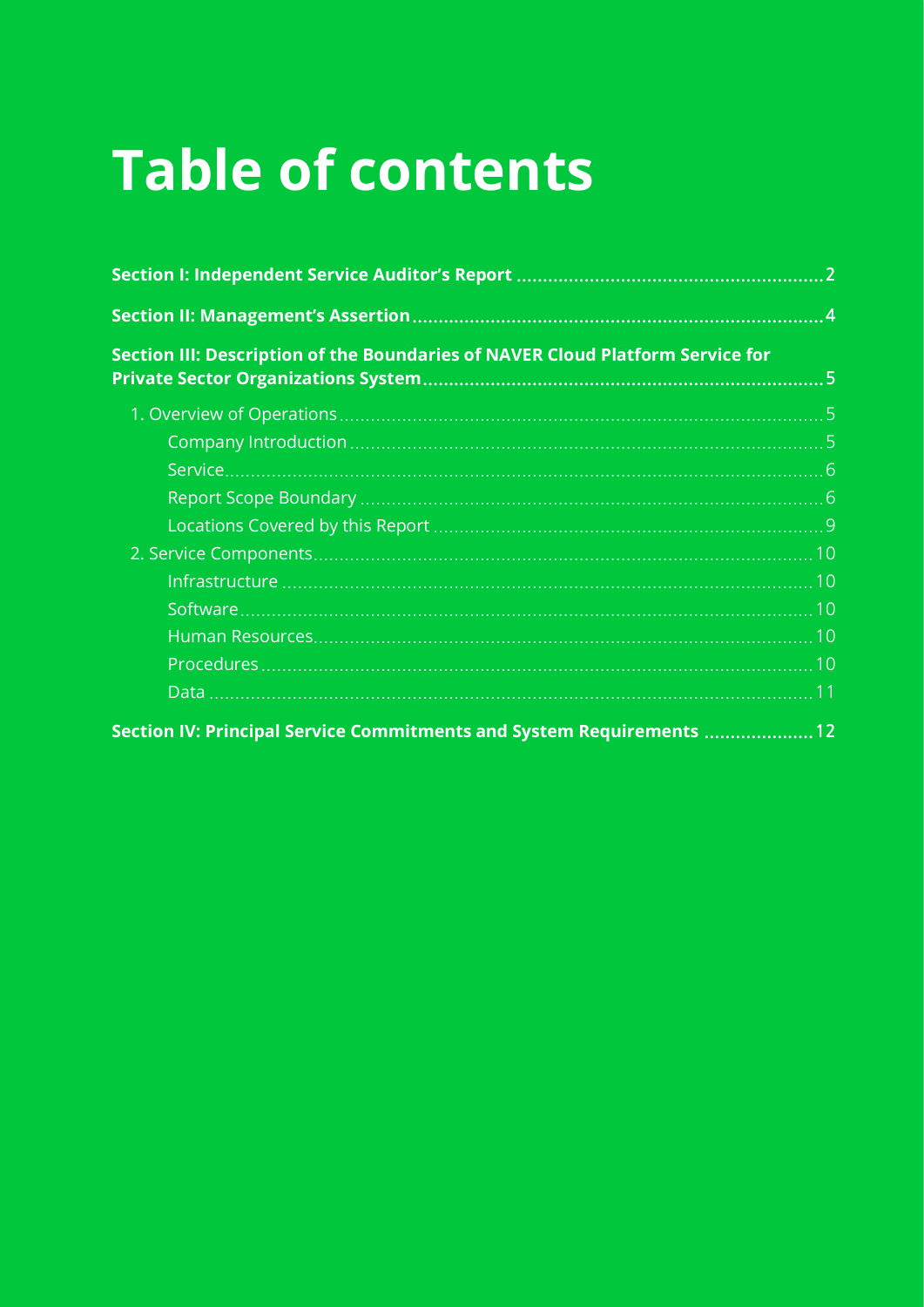# Table of contents

**Section I: Independent Service Auditor's Report** ..... 2

**Section II: Management's Assertion** ..... 4

**Section III: Description of the Boundaries of NAVER Cloud Platform Service for Private Sector Organizations System** ..... 5

- 1. Overview of Operations ..... 5
  - Company Introduction ..... 5
  - Service ..... 6
  - Report Scope Boundary ..... 6
  - Locations Covered by this Report ..... 9
- 2. Service Components ..... 10
  - Infrastructure ..... 10
  - Software ..... 10
  - Human Resources ..... 10
  - Procedures ..... 10
  - Data ..... 11

**Section IV: Principal Service Commitments and System Requirements** ..... 12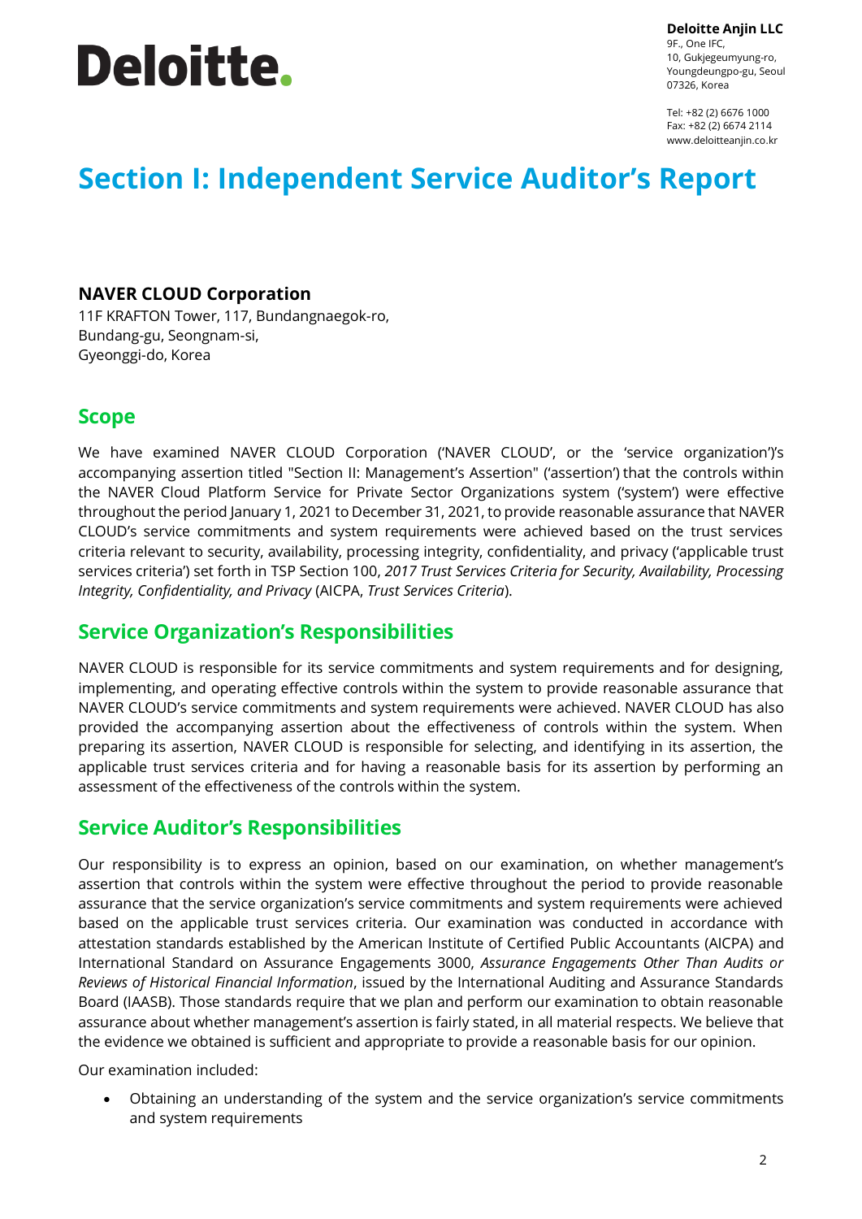Deloitte.

**Deloitte Anjin LLC**
9F., One IFC,
10, Gukjegeumyung-ro,
Youngdeungpo-gu, Seoul
07326, Korea

Tel: +82 (2) 6676 1000
Fax: +82 (2) 6674 2114
www.deloitteanjin.co.kr

# Section I: Independent Service Auditor's Report

**NAVER CLOUD Corporation**
11F KRAFTON Tower, 117, Bundangnaegok-ro,
Bundang-gu, Seongnam-si,
Gyeonggi-do, Korea

## Scope

We have examined NAVER CLOUD Corporation ('NAVER CLOUD', or the 'service organization')'s accompanying assertion titled "Section II: Management's Assertion" ('assertion') that the controls within the NAVER Cloud Platform Service for Private Sector Organizations system ('system') were effective throughout the period January 1, 2021 to December 31, 2021, to provide reasonable assurance that NAVER CLOUD's service commitments and system requirements were achieved based on the trust services criteria relevant to security, availability, processing integrity, confidentiality, and privacy ('applicable trust services criteria') set forth in TSP Section 100, *2017 Trust Services Criteria for Security, Availability, Processing Integrity, Confidentiality, and Privacy* (AICPA, *Trust Services Criteria*).

## Service Organization's Responsibilities

NAVER CLOUD is responsible for its service commitments and system requirements and for designing, implementing, and operating effective controls within the system to provide reasonable assurance that NAVER CLOUD's service commitments and system requirements were achieved. NAVER CLOUD has also provided the accompanying assertion about the effectiveness of controls within the system. When preparing its assertion, NAVER CLOUD is responsible for selecting, and identifying in its assertion, the applicable trust services criteria and for having a reasonable basis for its assertion by performing an assessment of the effectiveness of the controls within the system.

## Service Auditor's Responsibilities

Our responsibility is to express an opinion, based on our examination, on whether management's assertion that controls within the system were effective throughout the period to provide reasonable assurance that the service organization's service commitments and system requirements were achieved based on the applicable trust services criteria. Our examination was conducted in accordance with attestation standards established by the American Institute of Certified Public Accountants (AICPA) and International Standard on Assurance Engagements 3000, *Assurance Engagements Other Than Audits or Reviews of Historical Financial Information*, issued by the International Auditing and Assurance Standards Board (IAASB). Those standards require that we plan and perform our examination to obtain reasonable assurance about whether management's assertion is fairly stated, in all material respects. We believe that the evidence we obtained is sufficient and appropriate to provide a reasonable basis for our opinion.

Our examination included:

- Obtaining an understanding of the system and the service organization's service commitments and system requirements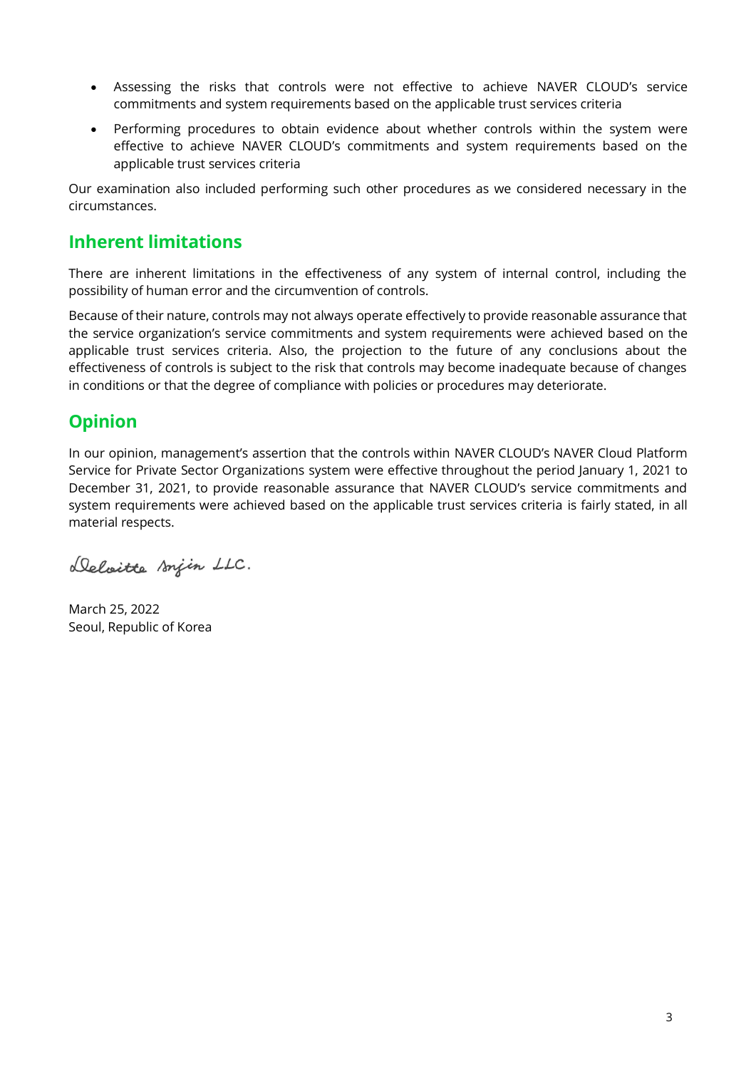- Assessing the risks that controls were not effective to achieve NAVER CLOUD's service commitments and system requirements based on the applicable trust services criteria
- Performing procedures to obtain evidence about whether controls within the system were effective to achieve NAVER CLOUD's commitments and system requirements based on the applicable trust services criteria

Our examination also included performing such other procedures as we considered necessary in the circumstances.

## Inherent limitations

There are inherent limitations in the effectiveness of any system of internal control, including the possibility of human error and the circumvention of controls.

Because of their nature, controls may not always operate effectively to provide reasonable assurance that the service organization's service commitments and system requirements were achieved based on the applicable trust services criteria. Also, the projection to the future of any conclusions about the effectiveness of controls is subject to the risk that controls may become inadequate because of changes in conditions or that the degree of compliance with policies or procedures may deteriorate.

## Opinion

In our opinion, management's assertion that the controls within NAVER CLOUD's NAVER Cloud Platform Service for Private Sector Organizations system were effective throughout the period January 1, 2021 to December 31, 2021, to provide reasonable assurance that NAVER CLOUD's service commitments and system requirements were achieved based on the applicable trust services criteria is fairly stated, in all material respects.

Deloitte Anjin LLC.

March 25, 2022
Seoul, Republic of Korea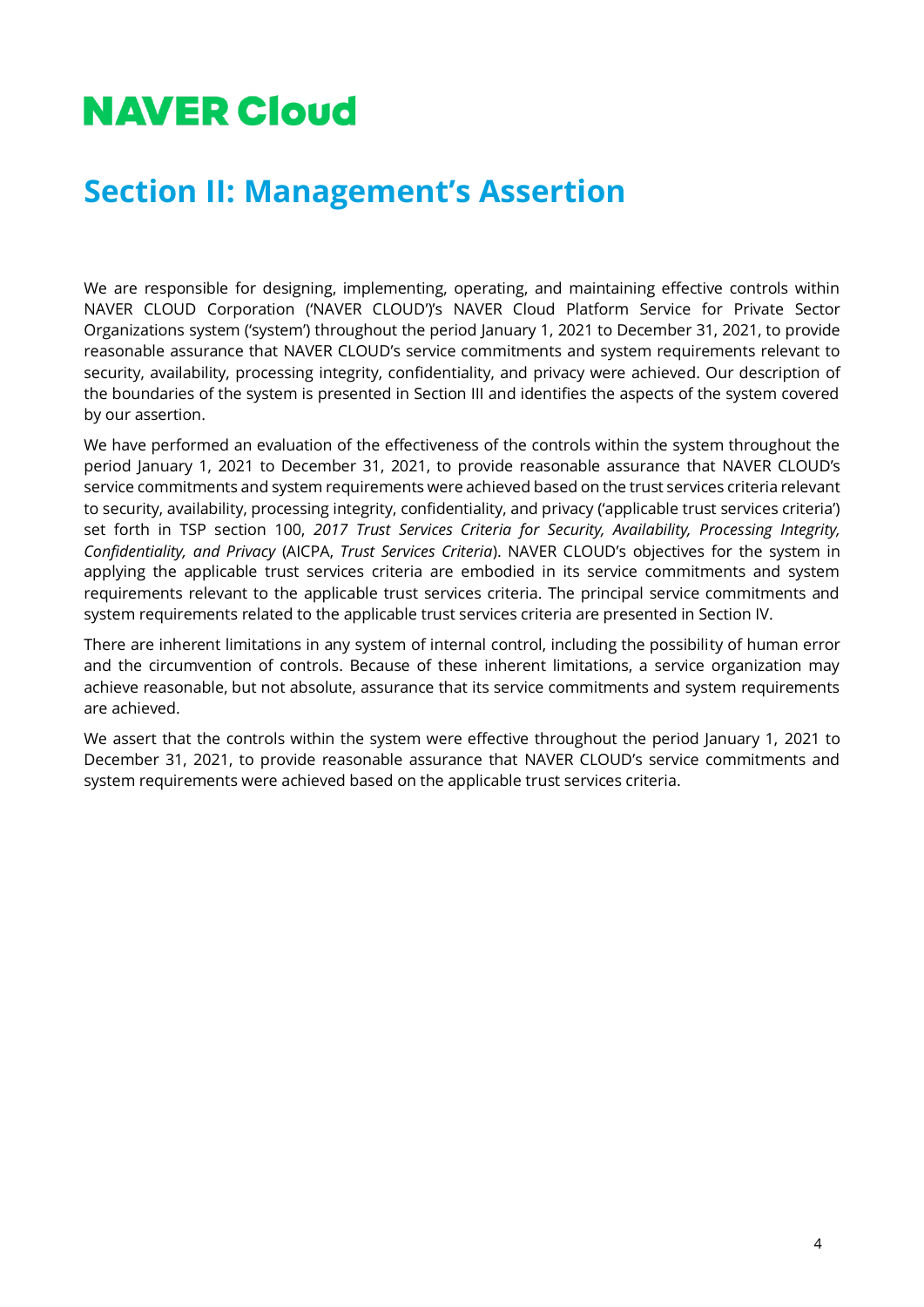# NAVER Cloud

## Section II: Management's Assertion

We are responsible for designing, implementing, operating, and maintaining effective controls within NAVER CLOUD Corporation ('NAVER CLOUD')'s NAVER Cloud Platform Service for Private Sector Organizations system ('system') throughout the period January 1, 2021 to December 31, 2021, to provide reasonable assurance that NAVER CLOUD's service commitments and system requirements relevant to security, availability, processing integrity, confidentiality, and privacy were achieved. Our description of the boundaries of the system is presented in Section III and identifies the aspects of the system covered by our assertion.

We have performed an evaluation of the effectiveness of the controls within the system throughout the period January 1, 2021 to December 31, 2021, to provide reasonable assurance that NAVER CLOUD's service commitments and system requirements were achieved based on the trust services criteria relevant to security, availability, processing integrity, confidentiality, and privacy ('applicable trust services criteria') set forth in TSP section 100, *2017 Trust Services Criteria for Security, Availability, Processing Integrity, Confidentiality, and Privacy* (AICPA, *Trust Services Criteria*). NAVER CLOUD's objectives for the system in applying the applicable trust services criteria are embodied in its service commitments and system requirements relevant to the applicable trust services criteria. The principal service commitments and system requirements related to the applicable trust services criteria are presented in Section IV.

There are inherent limitations in any system of internal control, including the possibility of human error and the circumvention of controls. Because of these inherent limitations, a service organization may achieve reasonable, but not absolute, assurance that its service commitments and system requirements are achieved.

We assert that the controls within the system were effective throughout the period January 1, 2021 to December 31, 2021, to provide reasonable assurance that NAVER CLOUD's service commitments and system requirements were achieved based on the applicable trust services criteria.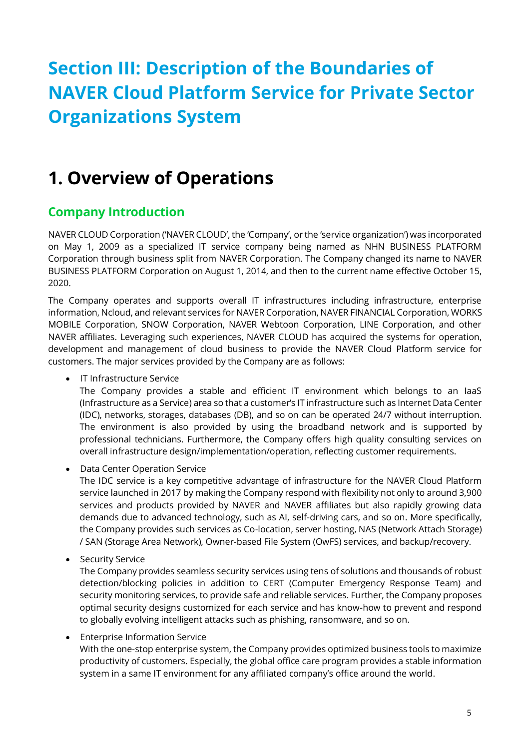# Section III: Description of the Boundaries of NAVER Cloud Platform Service for Private Sector Organizations System

# 1. Overview of Operations

## Company Introduction

NAVER CLOUD Corporation ('NAVER CLOUD', the 'Company', or the 'service organization') was incorporated on May 1, 2009 as a specialized IT service company being named as NHN BUSINESS PLATFORM Corporation through business split from NAVER Corporation. The Company changed its name to NAVER BUSINESS PLATFORM Corporation on August 1, 2014, and then to the current name effective October 15, 2020.

The Company operates and supports overall IT infrastructures including infrastructure, enterprise information, Ncloud, and relevant services for NAVER Corporation, NAVER FINANCIAL Corporation, WORKS MOBILE Corporation, SNOW Corporation, NAVER Webtoon Corporation, LINE Corporation, and other NAVER affiliates. Leveraging such experiences, NAVER CLOUD has acquired the systems for operation, development and management of cloud business to provide the NAVER Cloud Platform service for customers. The major services provided by the Company are as follows:

- IT Infrastructure Service
  The Company provides a stable and efficient IT environment which belongs to an IaaS (Infrastructure as a Service) area so that a customer's IT infrastructure such as Internet Data Center (IDC), networks, storages, databases (DB), and so on can be operated 24/7 without interruption. The environment is also provided by using the broadband network and is supported by professional technicians. Furthermore, the Company offers high quality consulting services on overall infrastructure design/implementation/operation, reflecting customer requirements.

- Data Center Operation Service
  The IDC service is a key competitive advantage of infrastructure for the NAVER Cloud Platform service launched in 2017 by making the Company respond with flexibility not only to around 3,900 services and products provided by NAVER and NAVER affiliates but also rapidly growing data demands due to advanced technology, such as AI, self-driving cars, and so on. More specifically, the Company provides such services as Co-location, server hosting, NAS (Network Attach Storage) / SAN (Storage Area Network), Owner-based File System (OwFS) services, and backup/recovery.

- Security Service
  The Company provides seamless security services using tens of solutions and thousands of robust detection/blocking policies in addition to CERT (Computer Emergency Response Team) and security monitoring services, to provide safe and reliable services. Further, the Company proposes optimal security designs customized for each service and has know-how to prevent and respond to globally evolving intelligent attacks such as phishing, ransomware, and so on.

- Enterprise Information Service
  With the one-stop enterprise system, the Company provides optimized business tools to maximize productivity of customers. Especially, the global office care program provides a stable information system in a same IT environment for any affiliated company's office around the world.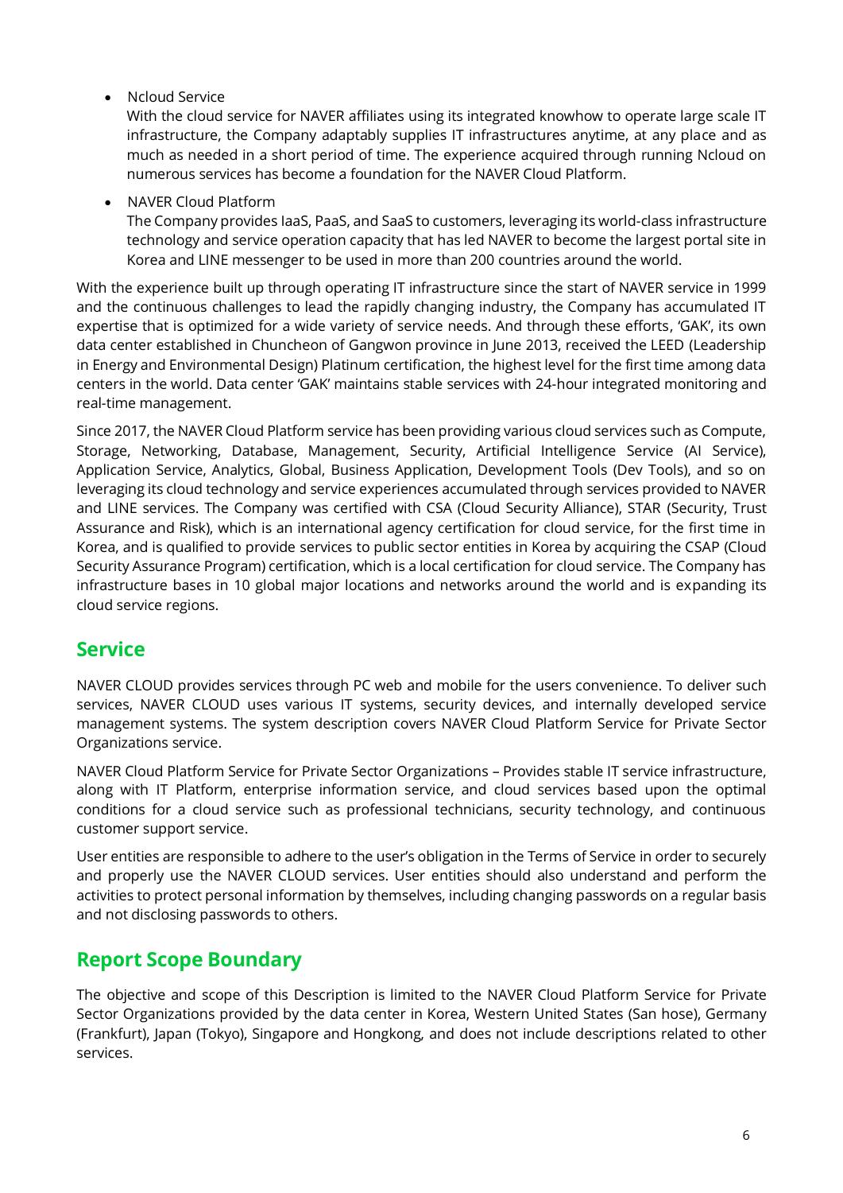- Ncloud Service
  With the cloud service for NAVER affiliates using its integrated knowhow to operate large scale IT infrastructure, the Company adaptably supplies IT infrastructures anytime, at any place and as much as needed in a short period of time. The experience acquired through running Ncloud on numerous services has become a foundation for the NAVER Cloud Platform.
- NAVER Cloud Platform
  The Company provides IaaS, PaaS, and SaaS to customers, leveraging its world-class infrastructure technology and service operation capacity that has led NAVER to become the largest portal site in Korea and LINE messenger to be used in more than 200 countries around the world.

With the experience built up through operating IT infrastructure since the start of NAVER service in 1999 and the continuous challenges to lead the rapidly changing industry, the Company has accumulated IT expertise that is optimized for a wide variety of service needs. And through these efforts, 'GAK', its own data center established in Chuncheon of Gangwon province in June 2013, received the LEED (Leadership in Energy and Environmental Design) Platinum certification, the highest level for the first time among data centers in the world. Data center 'GAK' maintains stable services with 24-hour integrated monitoring and real-time management.

Since 2017, the NAVER Cloud Platform service has been providing various cloud services such as Compute, Storage, Networking, Database, Management, Security, Artificial Intelligence Service (AI Service), Application Service, Analytics, Global, Business Application, Development Tools (Dev Tools), and so on leveraging its cloud technology and service experiences accumulated through services provided to NAVER and LINE services. The Company was certified with CSA (Cloud Security Alliance), STAR (Security, Trust Assurance and Risk), which is an international agency certification for cloud service, for the first time in Korea, and is qualified to provide services to public sector entities in Korea by acquiring the CSAP (Cloud Security Assurance Program) certification, which is a local certification for cloud service. The Company has infrastructure bases in 10 global major locations and networks around the world and is expanding its cloud service regions.

## Service

NAVER CLOUD provides services through PC web and mobile for the users convenience. To deliver such services, NAVER CLOUD uses various IT systems, security devices, and internally developed service management systems. The system description covers NAVER Cloud Platform Service for Private Sector Organizations service.

NAVER Cloud Platform Service for Private Sector Organizations – Provides stable IT service infrastructure, along with IT Platform, enterprise information service, and cloud services based upon the optimal conditions for a cloud service such as professional technicians, security technology, and continuous customer support service.

User entities are responsible to adhere to the user's obligation in the Terms of Service in order to securely and properly use the NAVER CLOUD services. User entities should also understand and perform the activities to protect personal information by themselves, including changing passwords on a regular basis and not disclosing passwords to others.

## Report Scope Boundary

The objective and scope of this Description is limited to the NAVER Cloud Platform Service for Private Sector Organizations provided by the data center in Korea, Western United States (San hose), Germany (Frankfurt), Japan (Tokyo), Singapore and Hongkong, and does not include descriptions related to other services.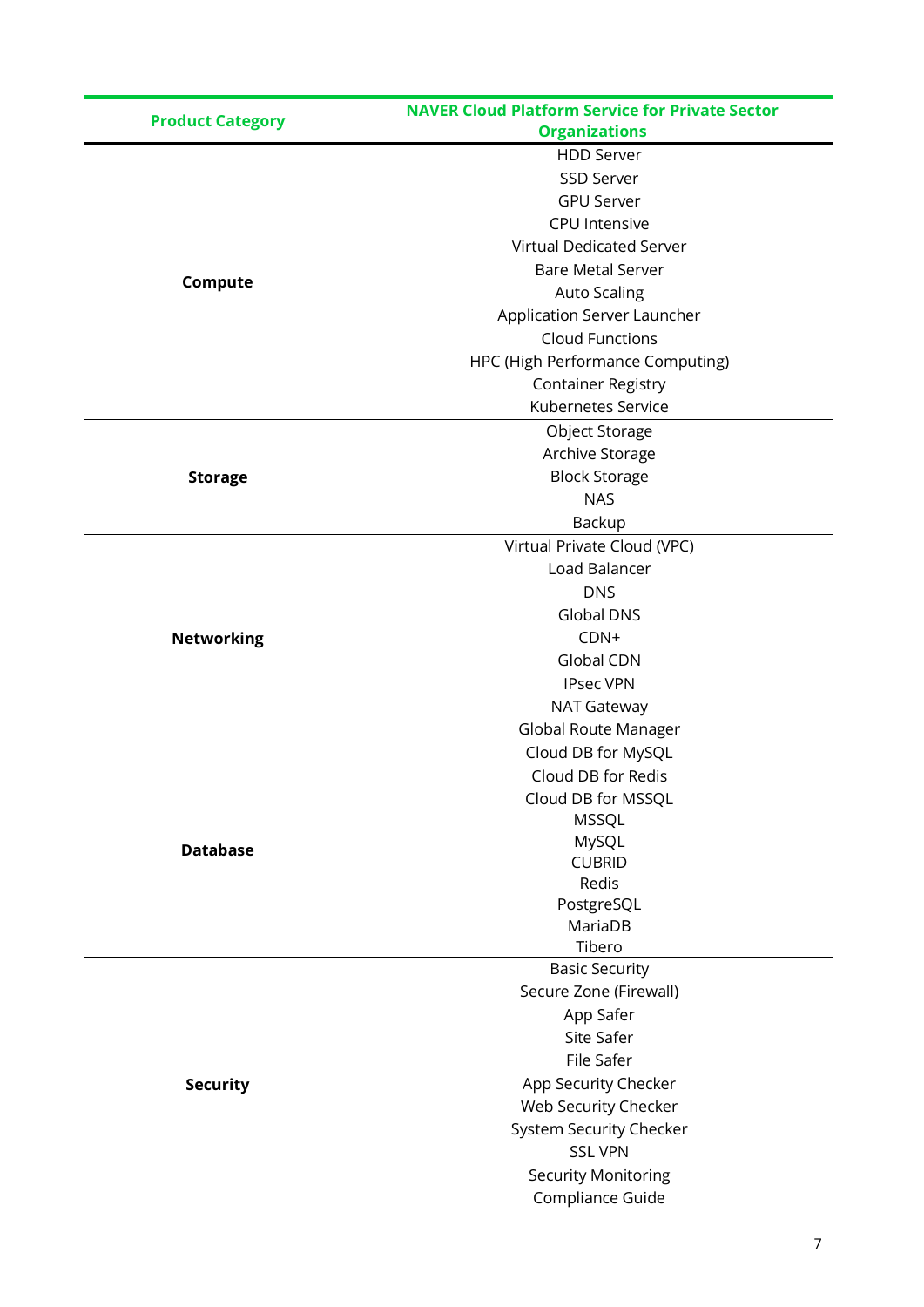| Product Category | NAVER Cloud Platform Service for Private Sector Organizations |
|---|---|
| Compute | HDD Server |
| | SSD Server |
| | GPU Server |
| | CPU Intensive |
| | Virtual Dedicated Server |
| | Bare Metal Server |
| | Auto Scaling |
| | Application Server Launcher |
| | Cloud Functions |
| | HPC (High Performance Computing) |
| | Container Registry |
| | Kubernetes Service |
| Storage | Object Storage |
| | Archive Storage |
| | Block Storage |
| | NAS |
| | Backup |
| Networking | Virtual Private Cloud (VPC) |
| | Load Balancer |
| | DNS |
| | Global DNS |
| | CDN+ |
| | Global CDN |
| | IPsec VPN |
| | NAT Gateway |
| | Global Route Manager |
| Database | Cloud DB for MySQL |
| | Cloud DB for Redis |
| | Cloud DB for MSSQL |
| | MSSQL |
| | MySQL |
| | CUBRID |
| | Redis |
| | PostgreSQL |
| | MariaDB |
| | Tibero |
| Security | Basic Security |
| | Secure Zone (Firewall) |
| | App Safer |
| | Site Safer |
| | File Safer |
| | App Security Checker |
| | Web Security Checker |
| | System Security Checker |
| | SSL VPN |
| | Security Monitoring |
| | Compliance Guide |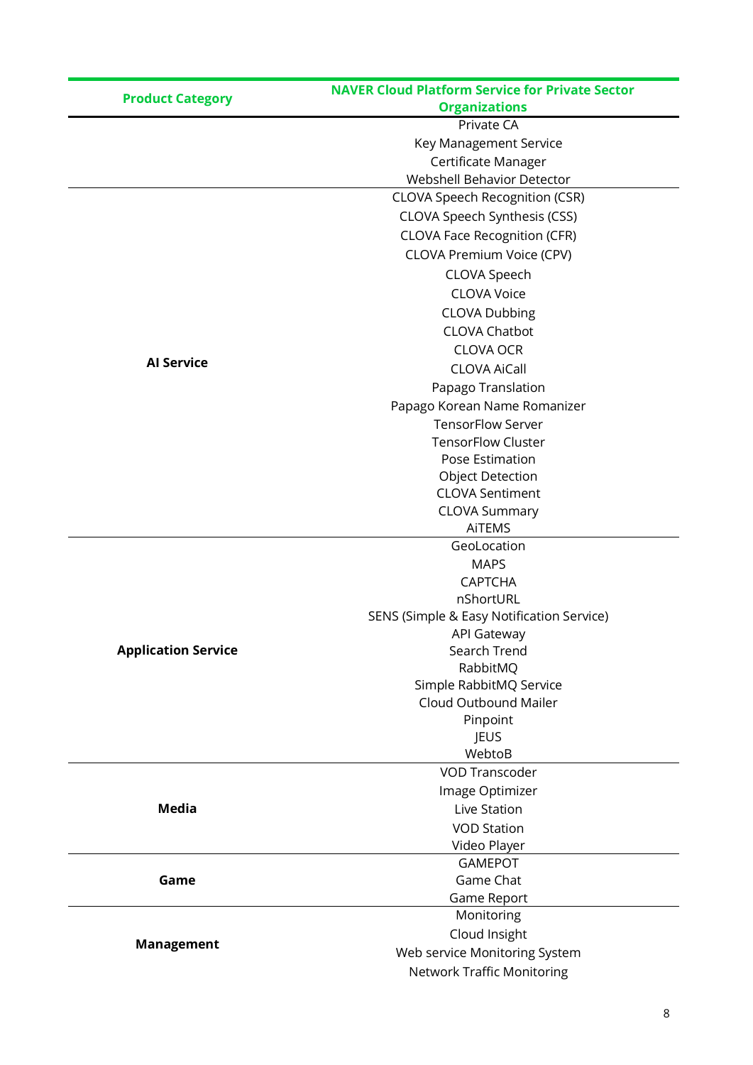| Product Category | NAVER Cloud Platform Service for Private Sector Organizations |
|---|---|
| | Private CA |
| | Key Management Service |
| | Certificate Manager |
| | Webshell Behavior Detector |
| **AI Service** | CLOVA Speech Recognition (CSR) |
| | CLOVA Speech Synthesis (CSS) |
| | CLOVA Face Recognition (CFR) |
| | CLOVA Premium Voice (CPV) |
| | CLOVA Speech |
| | CLOVA Voice |
| | CLOVA Dubbing |
| | CLOVA Chatbot |
| | CLOVA OCR |
| | CLOVA AiCall |
| | Papago Translation |
| | Papago Korean Name Romanizer |
| | TensorFlow Server |
| | TensorFlow Cluster |
| | Pose Estimation |
| | Object Detection |
| | CLOVA Sentiment |
| | CLOVA Summary |
| | AiTEMS |
| **Application Service** | GeoLocation |
| | MAPS |
| | CAPTCHA |
| | nShortURL |
| | SENS (Simple & Easy Notification Service) |
| | API Gateway |
| | Search Trend |
| | RabbitMQ |
| | Simple RabbitMQ Service |
| | Cloud Outbound Mailer |
| | Pinpoint |
| | JEUS |
| | WebtoB |
| **Media** | VOD Transcoder |
| | Image Optimizer |
| | Live Station |
| | VOD Station |
| | Video Player |
| **Game** | GAMEPOT |
| | Game Chat |
| | Game Report |
| **Management** | Monitoring |
| | Cloud Insight |
| | Web service Monitoring System |
| | Network Traffic Monitoring |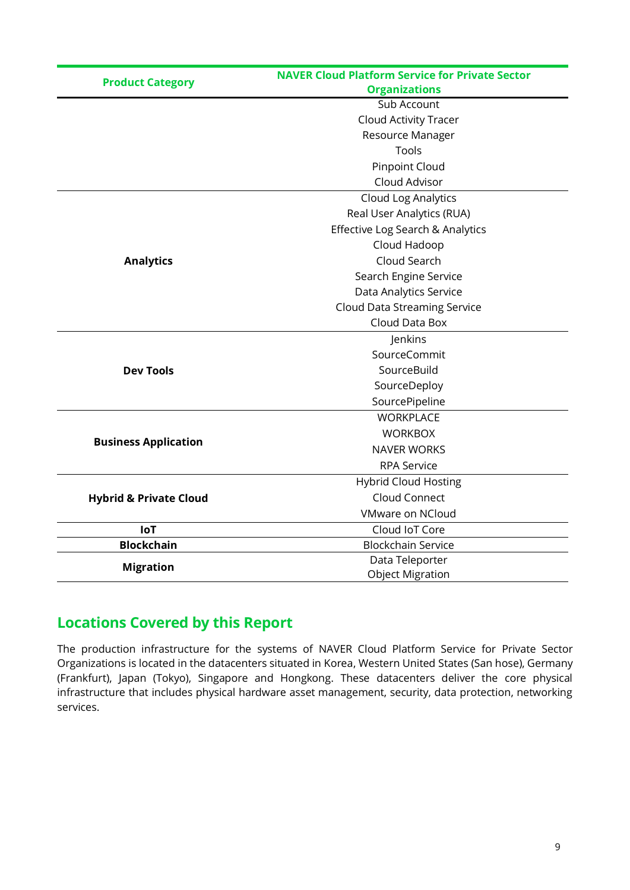| Product Category | NAVER Cloud Platform Service for Private Sector Organizations |
|---|---|
| | Sub Account |
| | Cloud Activity Tracer |
| | Resource Manager |
| | Tools |
| | Pinpoint Cloud |
| | Cloud Advisor |
| **Analytics** | Cloud Log Analytics |
| | Real User Analytics (RUA) |
| | Effective Log Search & Analytics |
| | Cloud Hadoop |
| | Cloud Search |
| | Search Engine Service |
| | Data Analytics Service |
| | Cloud Data Streaming Service |
| | Cloud Data Box |
| **Dev Tools** | Jenkins |
| | SourceCommit |
| | SourceBuild |
| | SourceDeploy |
| | SourcePipeline |
| **Business Application** | WORKPLACE |
| | WORKBOX |
| | NAVER WORKS |
| | RPA Service |
| **Hybrid & Private Cloud** | Hybrid Cloud Hosting |
| | Cloud Connect |
| | VMware on NCloud |
| **IoT** | Cloud IoT Core |
| **Blockchain** | Blockchain Service |
| **Migration** | Data Teleporter |
| | Object Migration |

## Locations Covered by this Report

The production infrastructure for the systems of NAVER Cloud Platform Service for Private Sector Organizations is located in the datacenters situated in Korea, Western United States (San hose), Germany (Frankfurt), Japan (Tokyo), Singapore and Hongkong. These datacenters deliver the core physical infrastructure that includes physical hardware asset management, security, data protection, networking services.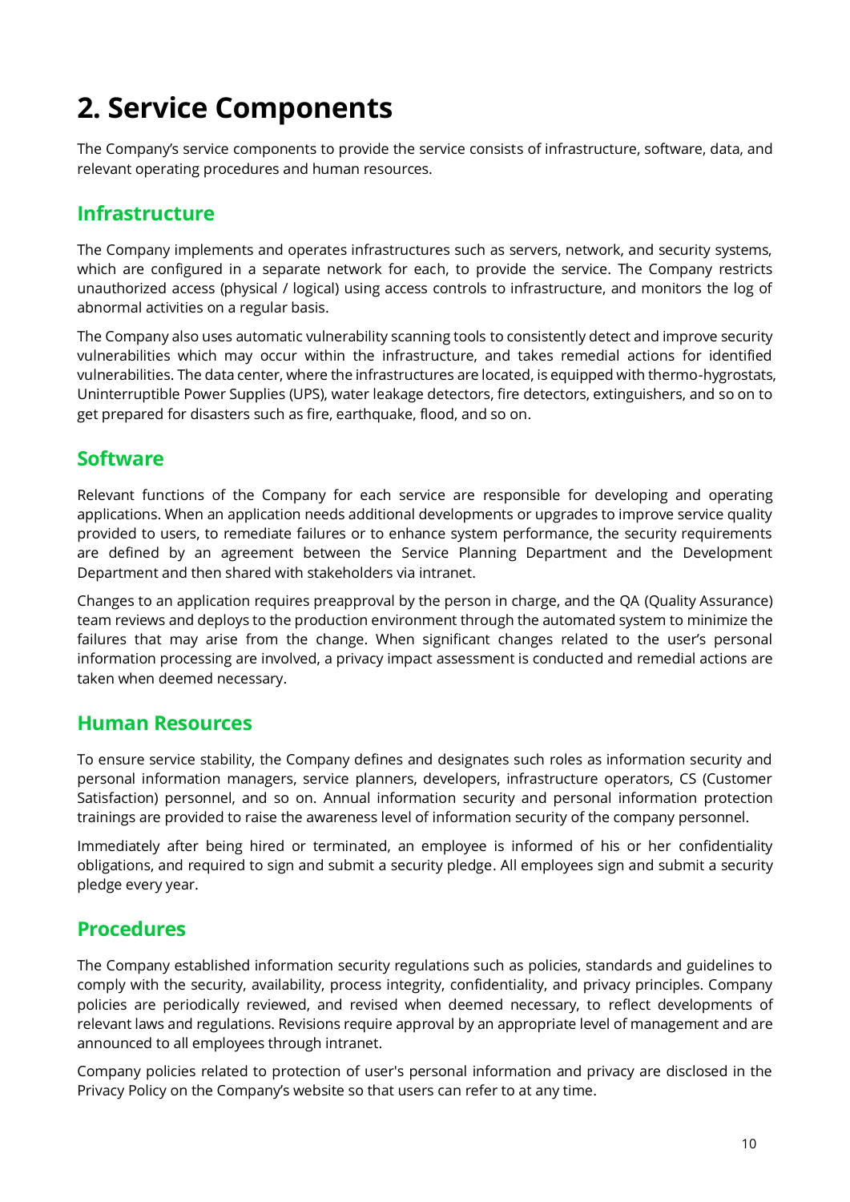# 2. Service Components

The Company's service components to provide the service consists of infrastructure, software, data, and relevant operating procedures and human resources.

## Infrastructure

The Company implements and operates infrastructures such as servers, network, and security systems, which are configured in a separate network for each, to provide the service. The Company restricts unauthorized access (physical / logical) using access controls to infrastructure, and monitors the log of abnormal activities on a regular basis.

The Company also uses automatic vulnerability scanning tools to consistently detect and improve security vulnerabilities which may occur within the infrastructure, and takes remedial actions for identified vulnerabilities. The data center, where the infrastructures are located, is equipped with thermo-hygrostats, Uninterruptible Power Supplies (UPS), water leakage detectors, fire detectors, extinguishers, and so on to get prepared for disasters such as fire, earthquake, flood, and so on.

## Software

Relevant functions of the Company for each service are responsible for developing and operating applications. When an application needs additional developments or upgrades to improve service quality provided to users, to remediate failures or to enhance system performance, the security requirements are defined by an agreement between the Service Planning Department and the Development Department and then shared with stakeholders via intranet.

Changes to an application requires preapproval by the person in charge, and the QA (Quality Assurance) team reviews and deploys to the production environment through the automated system to minimize the failures that may arise from the change. When significant changes related to the user's personal information processing are involved, a privacy impact assessment is conducted and remedial actions are taken when deemed necessary.

## Human Resources

To ensure service stability, the Company defines and designates such roles as information security and personal information managers, service planners, developers, infrastructure operators, CS (Customer Satisfaction) personnel, and so on. Annual information security and personal information protection trainings are provided to raise the awareness level of information security of the company personnel.

Immediately after being hired or terminated, an employee is informed of his or her confidentiality obligations, and required to sign and submit a security pledge. All employees sign and submit a security pledge every year.

## Procedures

The Company established information security regulations such as policies, standards and guidelines to comply with the security, availability, process integrity, confidentiality, and privacy principles. Company policies are periodically reviewed, and revised when deemed necessary, to reflect developments of relevant laws and regulations. Revisions require approval by an appropriate level of management and are announced to all employees through intranet.

Company policies related to protection of user's personal information and privacy are disclosed in the Privacy Policy on the Company's website so that users can refer to at any time.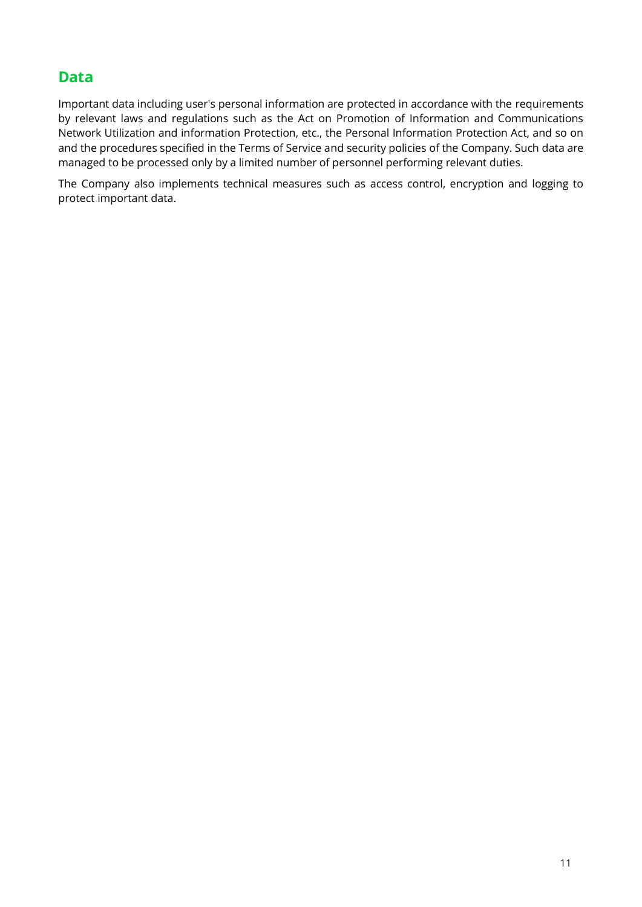## Data

Important data including user's personal information are protected in accordance with the requirements by relevant laws and regulations such as the Act on Promotion of Information and Communications Network Utilization and information Protection, etc., the Personal Information Protection Act, and so on and the procedures specified in the Terms of Service and security policies of the Company. Such data are managed to be processed only by a limited number of personnel performing relevant duties.

The Company also implements technical measures such as access control, encryption and logging to protect important data.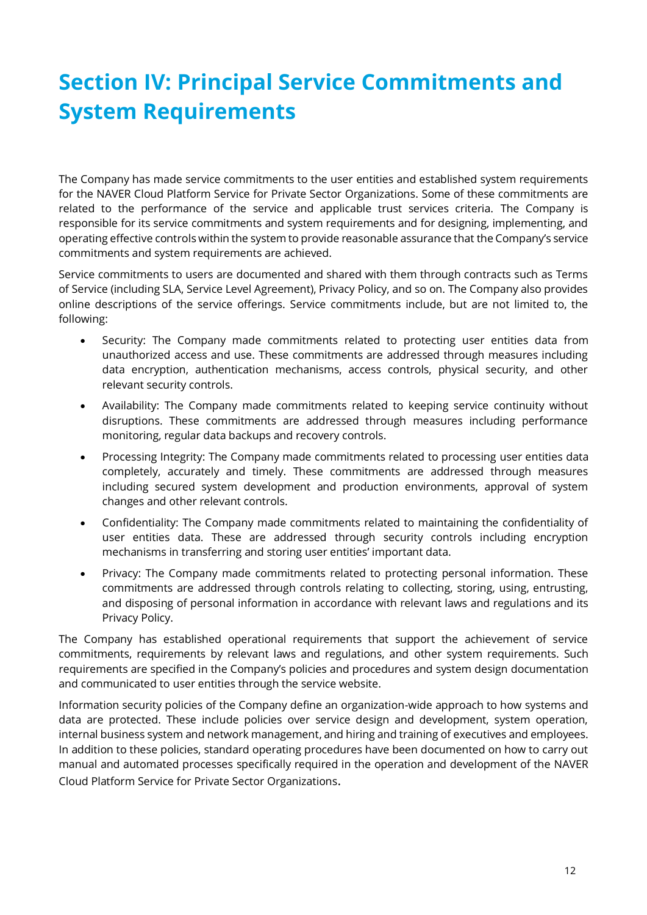# Section IV: Principal Service Commitments and System Requirements

The Company has made service commitments to the user entities and established system requirements for the NAVER Cloud Platform Service for Private Sector Organizations. Some of these commitments are related to the performance of the service and applicable trust services criteria. The Company is responsible for its service commitments and system requirements and for designing, implementing, and operating effective controls within the system to provide reasonable assurance that the Company's service commitments and system requirements are achieved.

Service commitments to users are documented and shared with them through contracts such as Terms of Service (including SLA, Service Level Agreement), Privacy Policy, and so on. The Company also provides online descriptions of the service offerings. Service commitments include, but are not limited to, the following:

- Security: The Company made commitments related to protecting user entities data from unauthorized access and use. These commitments are addressed through measures including data encryption, authentication mechanisms, access controls, physical security, and other relevant security controls.
- Availability: The Company made commitments related to keeping service continuity without disruptions. These commitments are addressed through measures including performance monitoring, regular data backups and recovery controls.
- Processing Integrity: The Company made commitments related to processing user entities data completely, accurately and timely. These commitments are addressed through measures including secured system development and production environments, approval of system changes and other relevant controls.
- Confidentiality: The Company made commitments related to maintaining the confidentiality of user entities data. These are addressed through security controls including encryption mechanisms in transferring and storing user entities' important data.
- Privacy: The Company made commitments related to protecting personal information. These commitments are addressed through controls relating to collecting, storing, using, entrusting, and disposing of personal information in accordance with relevant laws and regulations and its Privacy Policy.

The Company has established operational requirements that support the achievement of service commitments, requirements by relevant laws and regulations, and other system requirements. Such requirements are specified in the Company's policies and procedures and system design documentation and communicated to user entities through the service website.

Information security policies of the Company define an organization-wide approach to how systems and data are protected. These include policies over service design and development, system operation, internal business system and network management, and hiring and training of executives and employees. In addition to these policies, standard operating procedures have been documented on how to carry out manual and automated processes specifically required in the operation and development of the NAVER Cloud Platform Service for Private Sector Organizations.